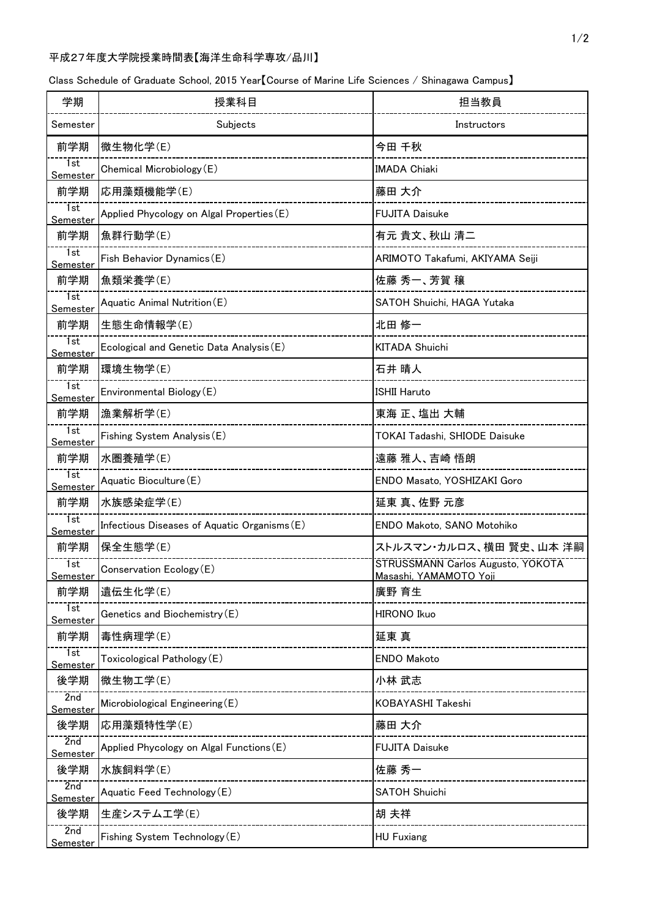平成27年度大学院授業時間表【海洋生命科学専攻/品川】

Class Schedule of Graduate School, 2015 Year【Course of Marine Life Sciences / Shinagawa Campus】

| 学期 | 授業科目 | 担当教員 |
|---|---|---|
| Semester | Subjects | Instructors |
| 前学期 | 微生物化学(E) | 今田 千秋 |
| 1st Semester | Chemical Microbiology(E) | IMADA Chiaki |
| 前学期 | 応用藻類機能学(E) | 藤田 大介 |
| 1st Semester | Applied Phycology on Algal Properties(E) | FUJITA Daisuke |
| 前学期 | 魚群行動学(E) | 有元 貴文、秋山 清二 |
| 1st Semester | Fish Behavior Dynamics(E) | ARIMOTO Takafumi, AKIYAMA Seiji |
| 前学期 | 魚類栄養学(E) | 佐藤 秀一、芳賀 穣 |
| 1st Semester | Aquatic Animal Nutrition(E) | SATOH Shuichi, HAGA Yutaka |
| 前学期 | 生態生命情報学(E) | 北田 修一 |
| 1st Semester | Ecological and Genetic Data Analysis(E) | KITADA Shuichi |
| 前学期 | 環境生物学(E) | 石井 晴人 |
| 1st Semester | Environmental Biology(E) | ISHII Haruto |
| 前学期 | 漁業解析学(E) | 東海 正、塩出 大輔 |
| 1st Semester | Fishing System Analysis(E) | TOKAI Tadashi, SHIODE Daisuke |
| 前学期 | 水圏養殖学(E) | 遠藤 雅人、吉崎 悟朗 |
| 1st Semester | Aquatic Bioculture(E) | ENDO Masato, YOSHIZAKI Goro |
| 前学期 | 水族感染症学(E) | 延東 真、佐野 元彦 |
| 1st Semester | Infectious Diseases of Aquatic Organisms(E) | ENDO Makoto, SANO Motohiko |
| 前学期 | 保全生態学(E) | ストルスマン・カルロス、横田 賢史、山本 洋嗣 |
| 1st Semester | Conservation Ecology(E) | STRUSSMANN Carlos Augusto, YOKOTA Masashi, YAMAMOTO Yoji |
| 前学期 | 遺伝生化学(E) | 廣野 育生 |
| 1st Semester | Genetics and Biochemistry(E) | HIRONO Ikuo |
| 前学期 | 毒性病理学(E) | 延東 真 |
| 1st Semester | Toxicological Pathology(E) | ENDO Makoto |
| 後学期 | 微生物工学(E) | 小林 武志 |
| 2nd Semester | Microbiological Engineering(E) | KOBAYASHI Takeshi |
| 後学期 | 応用藻類特性学(E) | 藤田 大介 |
| 2nd Semester | Applied Phycology on Algal Functions(E) | FUJITA Daisuke |
| 後学期 | 水族飼料学(E) | 佐藤 秀一 |
| 2nd Semester | Aquatic Feed Technology(E) | SATOH Shuichi |
| 後学期 | 生産システム工学(E) | 胡 夫祥 |
| 2nd Semester | Fishing System Technology(E) | HU Fuxiang |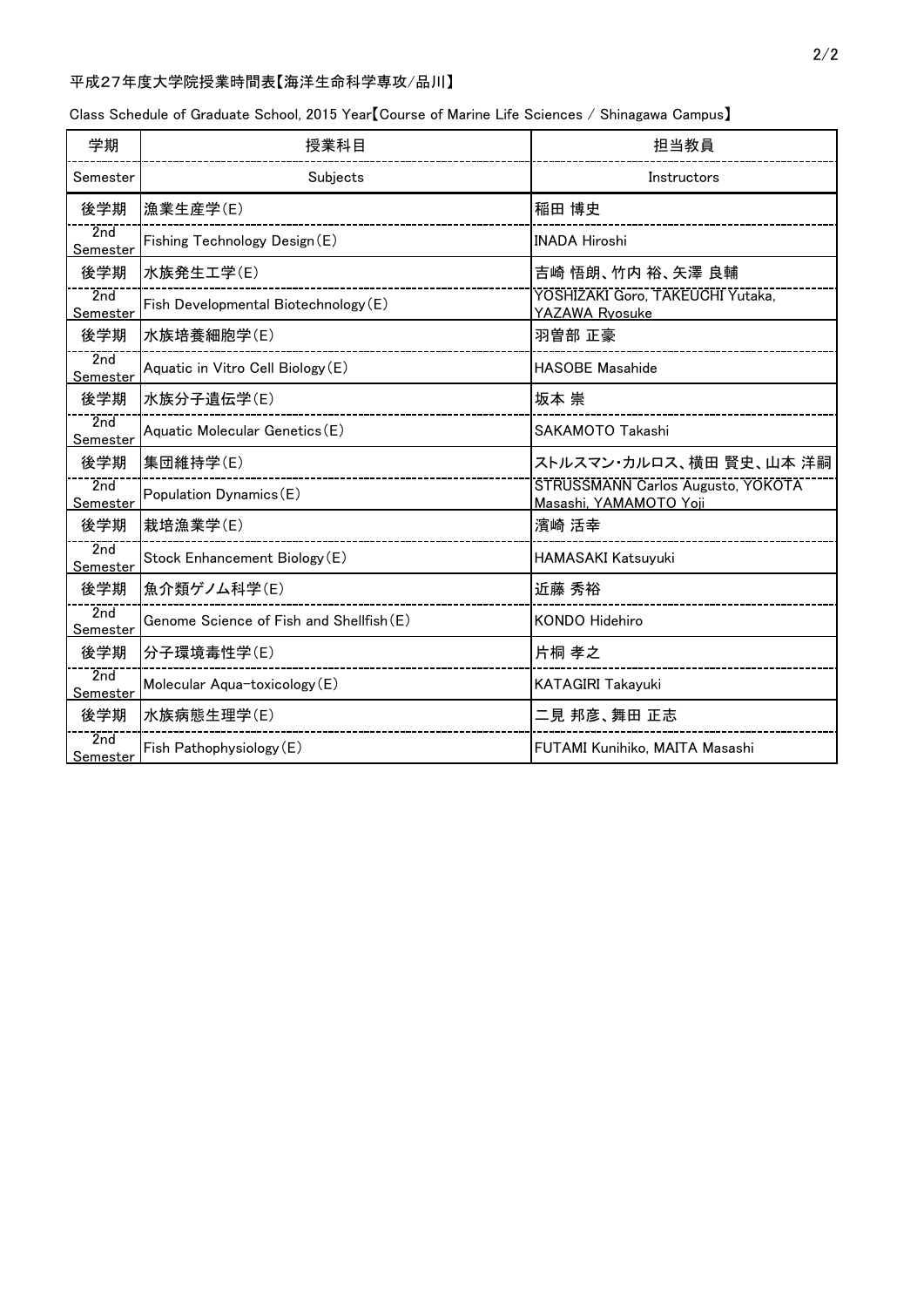平成27年度大学院授業時間表【海洋生命科学専攻/品川】

Class Schedule of Graduate School, 2015 Year【Course of Marine Life Sciences / Shinagawa Campus】

| 学期 | 授業科目 | 担当教員 |
|---|---|---|
| Semester | Subjects | Instructors |
| 後学期 | 漁業生産学(E) | 稲田 博史 |
| 2nd Semester | Fishing Technology Design(E) | INADA Hiroshi |
| 後学期 | 水族発生工学(E) | 吉崎 悟朗、竹内 裕、矢澤 良輔 |
| 2nd Semester | Fish Developmental Biotechnology(E) | YOSHIZAKI Goro, TAKEUCHI Yutaka, YAZAWA Ryosuke |
| 後学期 | 水族培養細胞学(E) | 羽曽部 正豪 |
| 2nd Semester | Aquatic in Vitro Cell Biology(E) | HASOBE Masahide |
| 後学期 | 水族分子遺伝学(E) | 坂本 崇 |
| 2nd Semester | Aquatic Molecular Genetics(E) | SAKAMOTO Takashi |
| 後学期 | 集団維持学(E) | ストルスマン・カルロス、横田 賢史、山本 洋嗣 |
| 2nd Semester | Population Dynamics(E) | STRUSSMANN Carlos Augusto, YOKOTA Masashi, YAMAMOTO Yoji |
| 後学期 | 栽培漁業学(E) | 濱崎 活幸 |
| 2nd Semester | Stock Enhancement Biology(E) | HAMASAKI Katsuyuki |
| 後学期 | 魚介類ゲノム科学(E) | 近藤 秀裕 |
| 2nd Semester | Genome Science of Fish and Shellfish(E) | KONDO Hidehiro |
| 後学期 | 分子環境毒性学(E) | 片桐 孝之 |
| 2nd Semester | Molecular Aqua-toxicology(E) | KATAGIRI Takayuki |
| 後学期 | 水族病態生理学(E) | 二見 邦彦、舞田 正志 |
| 2nd Semester | Fish Pathophysiology(E) | FUTAMI Kunihiko, MAITA Masashi |